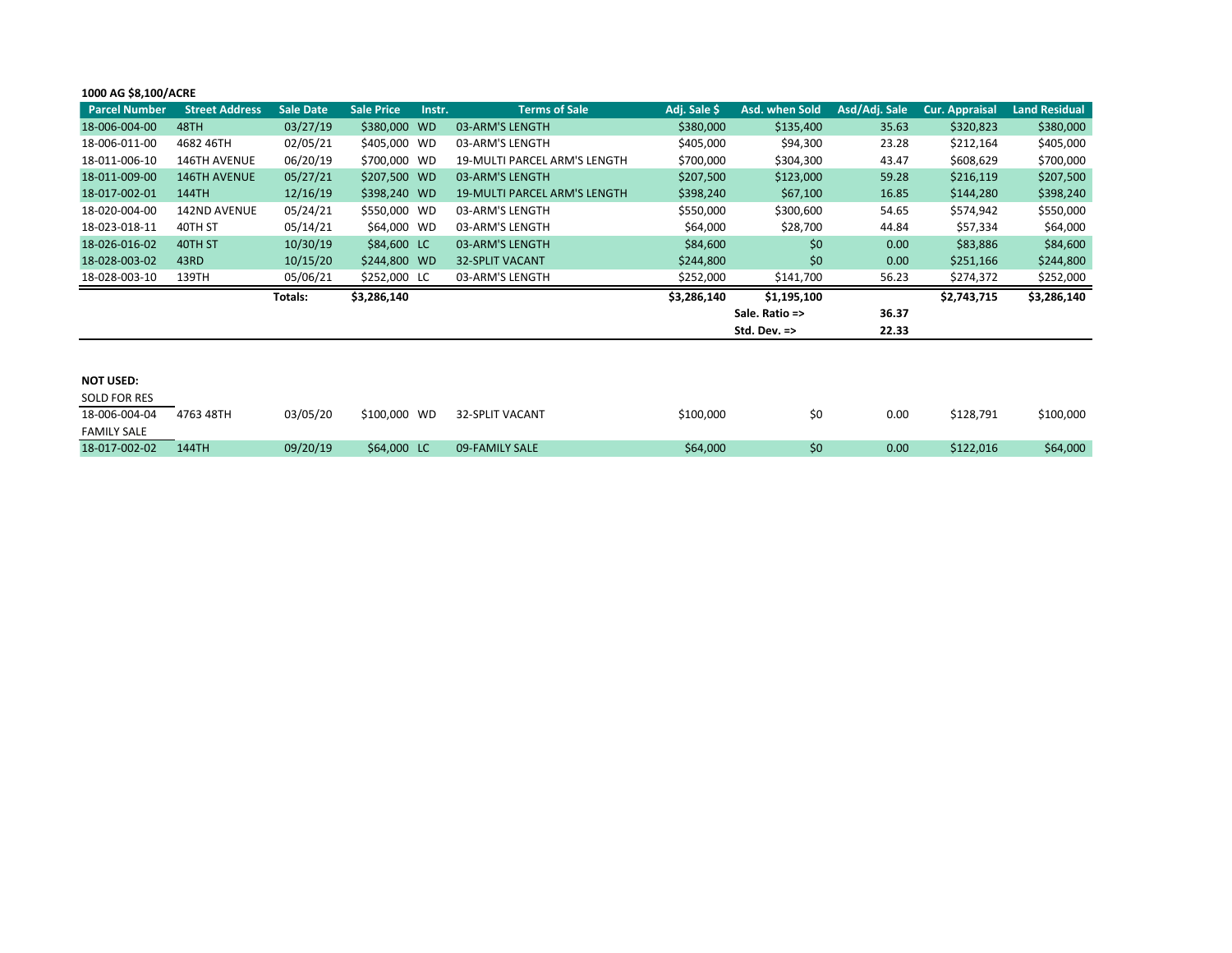**1000 AG $8,100/ACRE**

| Parcel Number | Street Address | Sale Date | Sale Price | Instr. | Terms of Sale | Adj. Sale $ | Asd. when Sold | Asd/Adj. Sale | Cur. Appraisal | Land Residual |
|---|---|---|---|---|---|---|---|---|---|---|
| 18-006-004-00 | 48TH | 03/27/19 | $380,000 | WD | 03-ARM'S LENGTH | $380,000 | $135,400 | 35.63 | $320,823 | $380,000 |
| 18-006-011-00 | 4682 46TH | 02/05/21 | $405,000 | WD | 03-ARM'S LENGTH | $405,000 | $94,300 | 23.28 | $212,164 | $405,000 |
| 18-011-006-10 | 146TH AVENUE | 06/20/19 | $700,000 | WD | 19-MULTI PARCEL ARM'S LENGTH | $700,000 | $304,300 | 43.47 | $608,629 | $700,000 |
| 18-011-009-00 | 146TH AVENUE | 05/27/21 | $207,500 | WD | 03-ARM'S LENGTH | $207,500 | $123,000 | 59.28 | $216,119 | $207,500 |
| 18-017-002-01 | 144TH | 12/16/19 | $398,240 | WD | 19-MULTI PARCEL ARM'S LENGTH | $398,240 | $67,100 | 16.85 | $144,280 | $398,240 |
| 18-020-004-00 | 142ND AVENUE | 05/24/21 | $550,000 | WD | 03-ARM'S LENGTH | $550,000 | $300,600 | 54.65 | $574,942 | $550,000 |
| 18-023-018-11 | 40TH ST | 05/14/21 | $64,000 | WD | 03-ARM'S LENGTH | $64,000 | $28,700 | 44.84 | $57,334 | $64,000 |
| 18-026-016-02 | 40TH ST | 10/30/19 | $84,600 | LC | 03-ARM'S LENGTH | $84,600 | $0 | 0.00 | $83,886 | $84,600 |
| 18-028-003-02 | 43RD | 10/15/20 | $244,800 | WD | 32-SPLIT VACANT | $244,800 | $0 | 0.00 | $251,166 | $244,800 |
| 18-028-003-10 | 139TH | 05/06/21 | $252,000 | LC | 03-ARM'S LENGTH | $252,000 | $141,700 | 56.23 | $274,372 | $252,000 |
| | | **Totals:** | **$3,286,140** | | | **$3,286,140** | **$1,195,100** | | **$2,743,715** | **$3,286,140** |
| | | | | | | | **Sale. Ratio =>** | **36.37** | | |
| | | | | | | | **Std. Dev. =>** | **22.33** | | |

**NOT USED:**

| Parcel Number | Street Address | Sale Date | Sale Price | Instr. | Terms of Sale | Adj. Sale $ | Asd. when Sold | Asd/Adj. Sale | Cur. Appraisal | Land Residual |
|---|---|---|---|---|---|---|---|---|---|---|
| SOLD FOR RES | | | | | | | | | | |
| 18-006-004-04 | 4763 48TH | 03/05/20 | $100,000 | WD | 32-SPLIT VACANT | $100,000 | $0 | 0.00 | $128,791 | $100,000 |
| FAMILY SALE | | | | | | | | | | |
| 18-017-002-02 | 144TH | 09/20/19 | $64,000 | LC | 09-FAMILY SALE | $64,000 | $0 | 0.00 | $122,016 | $64,000 |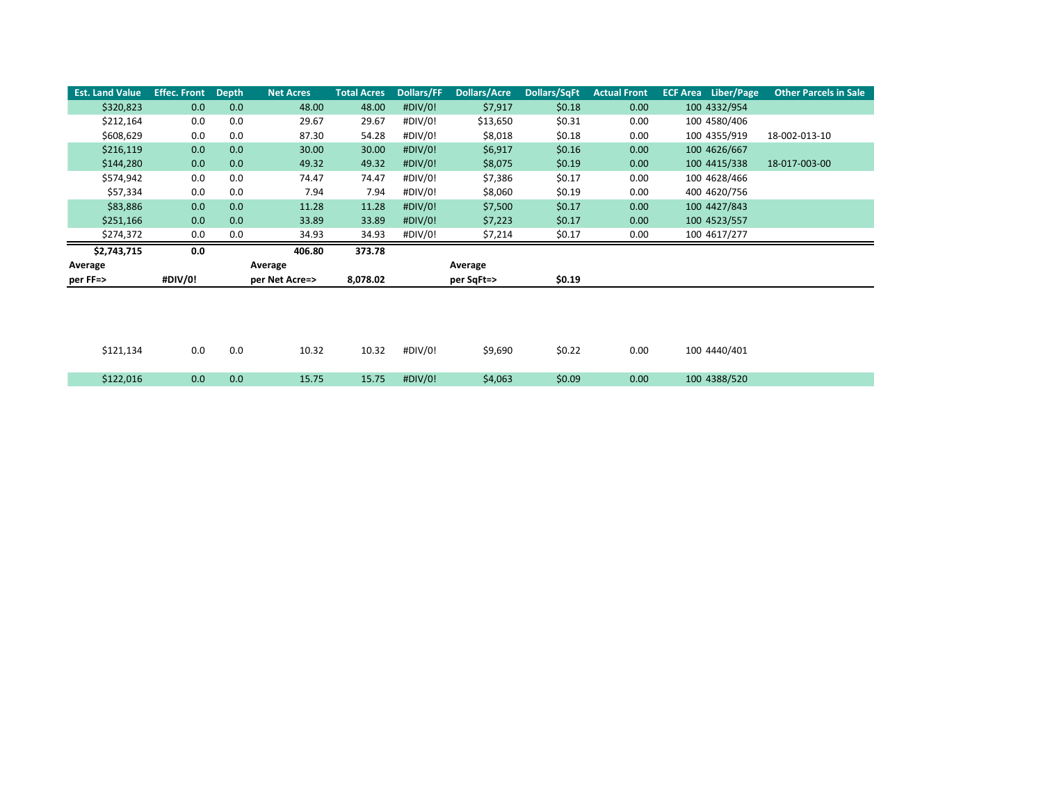| Est. Land Value | Effec. Front | Depth | Net Acres | Total Acres | Dollars/FF | Dollars/Acre | Dollars/SqFt | Actual Front | ECF Area | Liber/Page | Other Parcels in Sale |
|---|---|---|---|---|---|---|---|---|---|---|---|
| $320,823 | 0.0 | 0.0 | 48.00 | 48.00 | #DIV/0! | $7,917 | $0.18 | 0.00 | 100 | 4332/954 | |
| $212,164 | 0.0 | 0.0 | 29.67 | 29.67 | #DIV/0! | $13,650 | $0.31 | 0.00 | 100 | 4580/406 | |
| $608,629 | 0.0 | 0.0 | 87.30 | 54.28 | #DIV/0! | $8,018 | $0.18 | 0.00 | 100 | 4355/919 | 18-002-013-10 |
| $216,119 | 0.0 | 0.0 | 30.00 | 30.00 | #DIV/0! | $6,917 | $0.16 | 0.00 | 100 | 4626/667 | |
| $144,280 | 0.0 | 0.0 | 49.32 | 49.32 | #DIV/0! | $8,075 | $0.19 | 0.00 | 100 | 4415/338 | 18-017-003-00 |
| $574,942 | 0.0 | 0.0 | 74.47 | 74.47 | #DIV/0! | $7,386 | $0.17 | 0.00 | 100 | 4628/466 | |
| $57,334 | 0.0 | 0.0 | 7.94 | 7.94 | #DIV/0! | $8,060 | $0.19 | 0.00 | 400 | 4620/756 | |
| $83,886 | 0.0 | 0.0 | 11.28 | 11.28 | #DIV/0! | $7,500 | $0.17 | 0.00 | 100 | 4427/843 | |
| $251,166 | 0.0 | 0.0 | 33.89 | 33.89 | #DIV/0! | $7,223 | $0.17 | 0.00 | 100 | 4523/557 | |
| $274,372 | 0.0 | 0.0 | 34.93 | 34.93 | #DIV/0! | $7,214 | $0.17 | 0.00 | 100 | 4617/277 | |
| **$2,743,715** | **0.0** | | **406.80** | **373.78** | | | | | | | |
| **Average** | | | **Average** | | | **Average** | | | | | |
| **per FF=>** | **#DIV/0!** | | **per Net Acre=>** | **8,078.02** | | **per SqFt=>** | **$0.19** | | | | |

| Est. Land Value | Effec. Front | Depth | Net Acres | Total Acres | Dollars/FF | Dollars/Acre | Dollars/SqFt | Actual Front | ECF Area | Liber/Page | Other Parcels in Sale |
|---|---|---|---|---|---|---|---|---|---|---|---|
| $121,134 | 0.0 | 0.0 | 10.32 | 10.32 | #DIV/0! | $9,690 | $0.22 | 0.00 | 100 | 4440/401 | |
| $122,016 | 0.0 | 0.0 | 15.75 | 15.75 | #DIV/0! | $4,063 | $0.09 | 0.00 | 100 | 4388/520 | |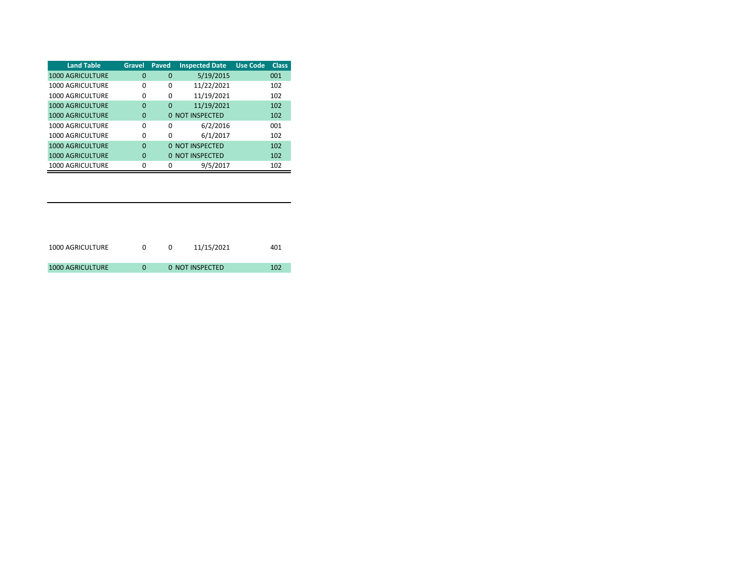| Land Table | Gravel | Paved | Inspected Date | Use Code | Class |
|---|---|---|---|---|---|
| 1000 AGRICULTURE | 0 | 0 | 5/19/2015 | | 001 |
| 1000 AGRICULTURE | 0 | 0 | 11/22/2021 | | 102 |
| 1000 AGRICULTURE | 0 | 0 | 11/19/2021 | | 102 |
| 1000 AGRICULTURE | 0 | 0 | 11/19/2021 | | 102 |
| 1000 AGRICULTURE | 0 | 0 | NOT INSPECTED | | 102 |
| 1000 AGRICULTURE | 0 | 0 | 6/2/2016 | | 001 |
| 1000 AGRICULTURE | 0 | 0 | 6/1/2017 | | 102 |
| 1000 AGRICULTURE | 0 | 0 | NOT INSPECTED | | 102 |
| 1000 AGRICULTURE | 0 | 0 | NOT INSPECTED | | 102 |
| 1000 AGRICULTURE | 0 | 0 | 9/5/2017 | | 102 |
| 1000 AGRICULTURE | 0 | 0 | 11/15/2021 | | 401 |
| 1000 AGRICULTURE | 0 | 0 | NOT INSPECTED | | 102 |